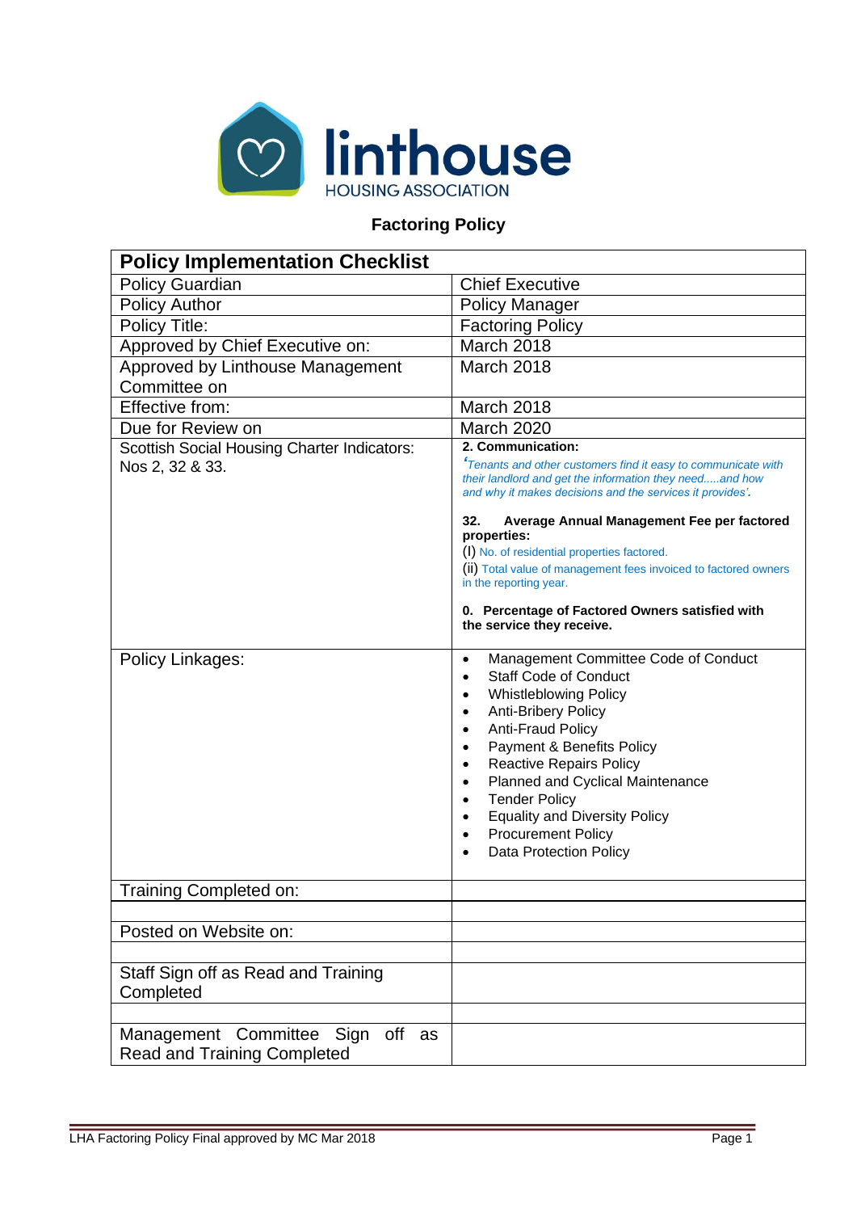linthouse HOUSING ASSOCIATION

# Factoring Policy

| Policy Implementation Checklist | |
|---|---|
| Policy Guardian | Chief Executive |
| Policy Author | Policy Manager |
| Policy Title: | Factoring Policy |
| Approved by Chief Executive on: | March 2018 |
| Approved by Linthouse Management Committee on | March 2018 |
| Effective from: | March 2018 |
| Due for Review on | March 2020 |
| Scottish Social Housing Charter Indicators: Nos 2, 32 & 33. | **2. Communication:** *'Tenants and other customers find it easy to communicate with their landlord and get the information they need.....and how and why it makes decisions and the services it provides'.* <br><br> **32. Average Annual Management Fee per factored properties:** <br> (I) No. of residential properties factored. <br> (ii) Total value of management fees invoiced to factored owners in the reporting year. <br><br> **0. Percentage of Factored Owners satisfied with the service they receive.** |
| Policy Linkages: | • Management Committee Code of Conduct <br> • Staff Code of Conduct <br> • Whistleblowing Policy <br> • Anti-Bribery Policy <br> • Anti-Fraud Policy <br> • Payment & Benefits Policy <br> • Reactive Repairs Policy <br> • Planned and Cyclical Maintenance <br> • Tender Policy <br> • Equality and Diversity Policy <br> • Procurement Policy <br> • Data Protection Policy |
| Training Completed on: | |
| | |
| Posted on Website on: | |
| | |
| Staff Sign off as Read and Training Completed | |
| | |
| Management Committee Sign off as Read and Training Completed | |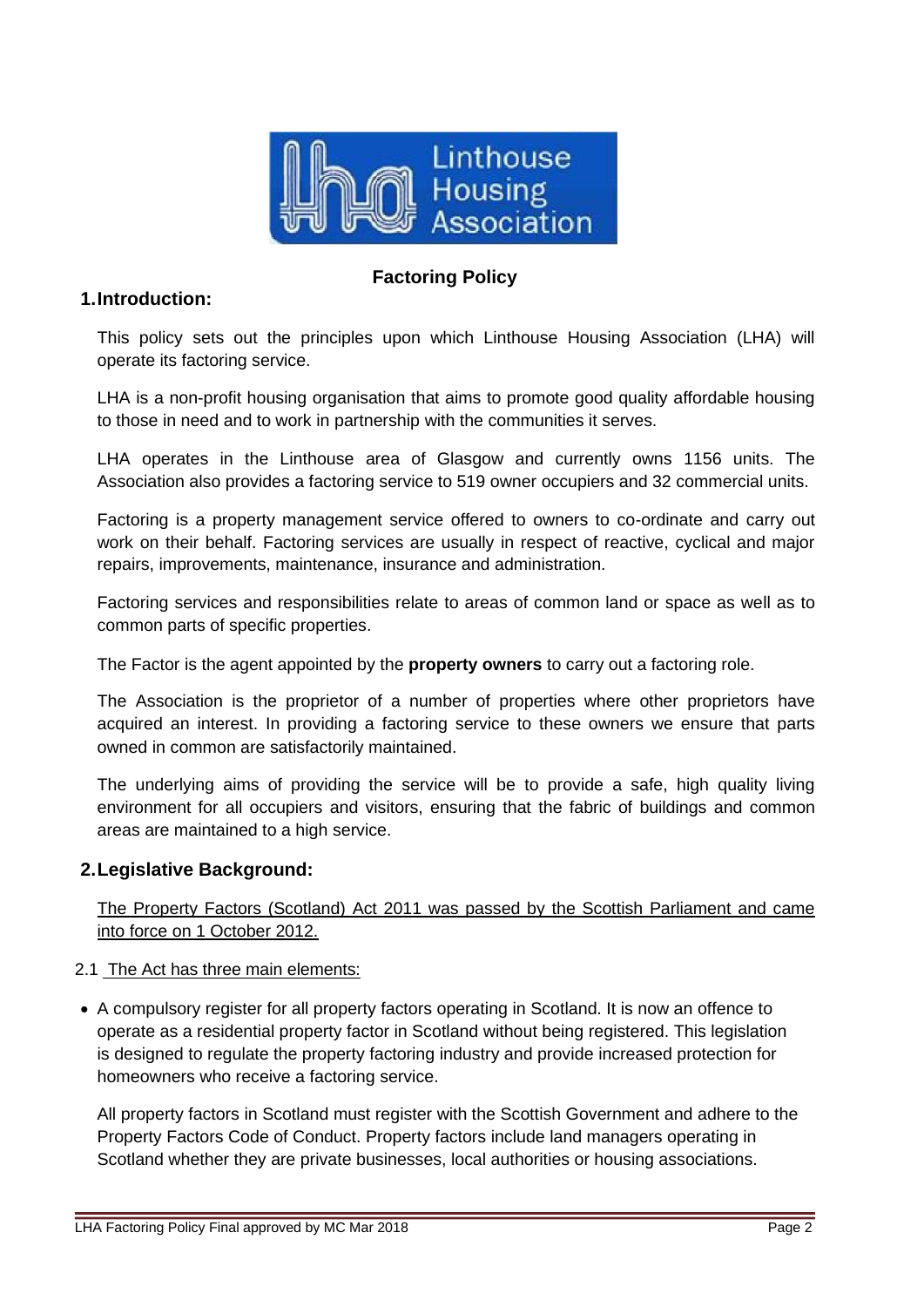# Factoring Policy

## 1. Introduction:

This policy sets out the principles upon which Linthouse Housing Association (LHA) will operate its factoring service.

LHA is a non-profit housing organisation that aims to promote good quality affordable housing to those in need and to work in partnership with the communities it serves.

LHA operates in the Linthouse area of Glasgow and currently owns 1156 units. The Association also provides a factoring service to 519 owner occupiers and 32 commercial units.

Factoring is a property management service offered to owners to co-ordinate and carry out work on their behalf. Factoring services are usually in respect of reactive, cyclical and major repairs, improvements, maintenance, insurance and administration.

Factoring services and responsibilities relate to areas of common land or space as well as to common parts of specific properties.

The Factor is the agent appointed by the **property owners** to carry out a factoring role.

The Association is the proprietor of a number of properties where other proprietors have acquired an interest. In providing a factoring service to these owners we ensure that parts owned in common are satisfactorily maintained.

The underlying aims of providing the service will be to provide a safe, high quality living environment for all occupiers and visitors, ensuring that the fabric of buildings and common areas are maintained to a high service.

## 2. Legislative Background:

The Property Factors (Scotland) Act 2011 was passed by the Scottish Parliament and came into force on 1 October 2012.

2.1 The Act has three main elements:

- A compulsory register for all property factors operating in Scotland. It is now an offence to operate as a residential property factor in Scotland without being registered. This legislation is designed to regulate the property factoring industry and provide increased protection for homeowners who receive a factoring service.

  All property factors in Scotland must register with the Scottish Government and adhere to the Property Factors Code of Conduct. Property factors include land managers operating in Scotland whether they are private businesses, local authorities or housing associations.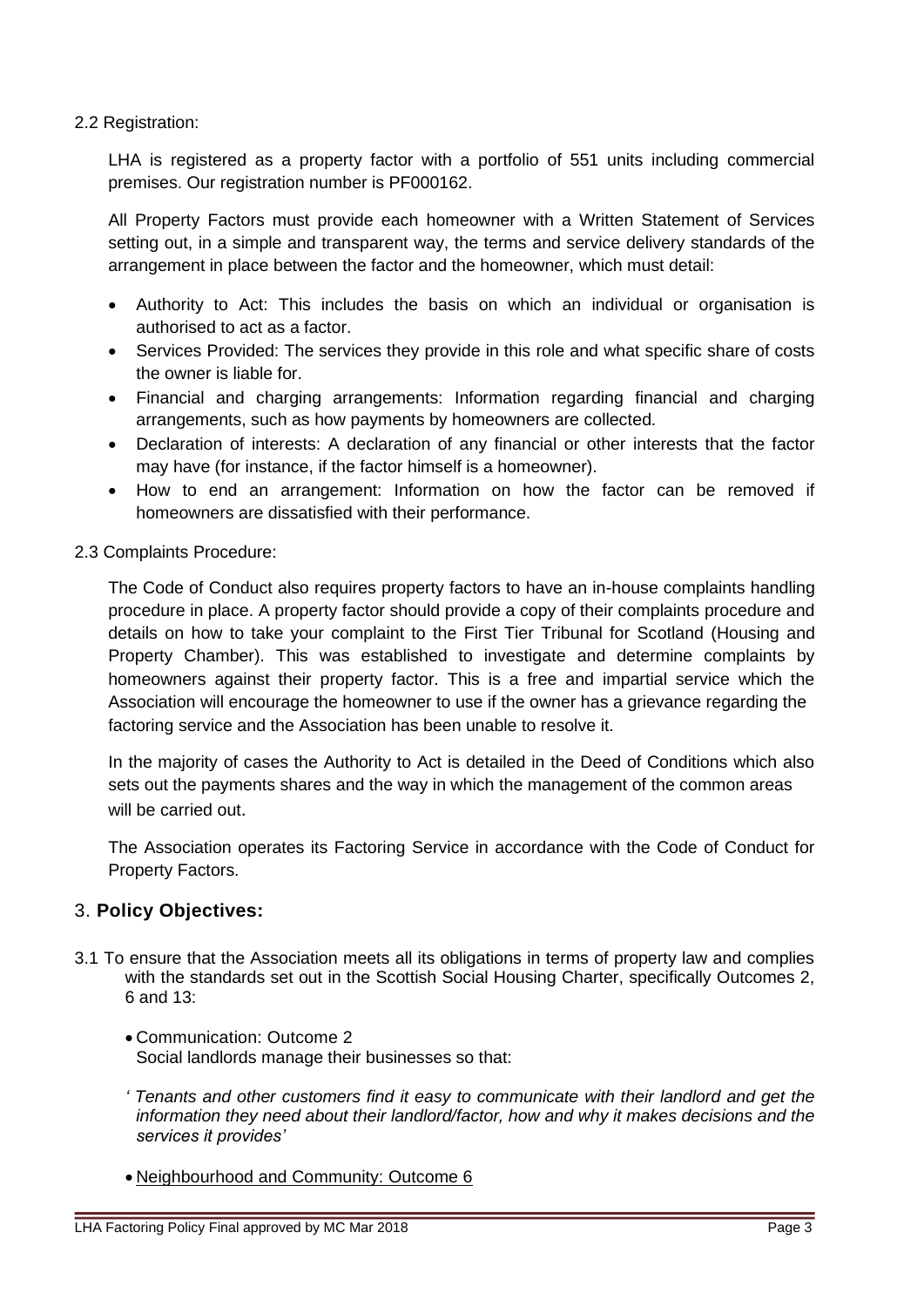2.2 Registration:

LHA is registered as a property factor with a portfolio of 551 units including commercial premises. Our registration number is PF000162.

All Property Factors must provide each homeowner with a Written Statement of Services setting out, in a simple and transparent way, the terms and service delivery standards of the arrangement in place between the factor and the homeowner, which must detail:

- Authority to Act: This includes the basis on which an individual or organisation is authorised to act as a factor.
- Services Provided: The services they provide in this role and what specific share of costs the owner is liable for.
- Financial and charging arrangements: Information regarding financial and charging arrangements, such as how payments by homeowners are collected.
- Declaration of interests: A declaration of any financial or other interests that the factor may have (for instance, if the factor himself is a homeowner).
- How to end an arrangement: Information on how the factor can be removed if homeowners are dissatisfied with their performance.

2.3 Complaints Procedure:

The Code of Conduct also requires property factors to have an in-house complaints handling procedure in place. A property factor should provide a copy of their complaints procedure and details on how to take your complaint to the First Tier Tribunal for Scotland (Housing and Property Chamber). This was established to investigate and determine complaints by homeowners against their property factor. This is a free and impartial service which the Association will encourage the homeowner to use if the owner has a grievance regarding the factoring service and the Association has been unable to resolve it.

In the majority of cases the Authority to Act is detailed in the Deed of Conditions which also sets out the payments shares and the way in which the management of the common areas will be carried out.

The Association operates its Factoring Service in accordance with the Code of Conduct for Property Factors.

## 3. **Policy Objectives:**

3.1 To ensure that the Association meets all its obligations in terms of property law and complies with the standards set out in the Scottish Social Housing Charter, specifically Outcomes 2, 6 and 13:

- Communication: Outcome 2
  Social landlords manage their businesses so that:

  *' Tenants and other customers find it easy to communicate with their landlord and get the information they need about their landlord/factor, how and why it makes decisions and the services it provides'*

- Neighbourhood and Community: Outcome 6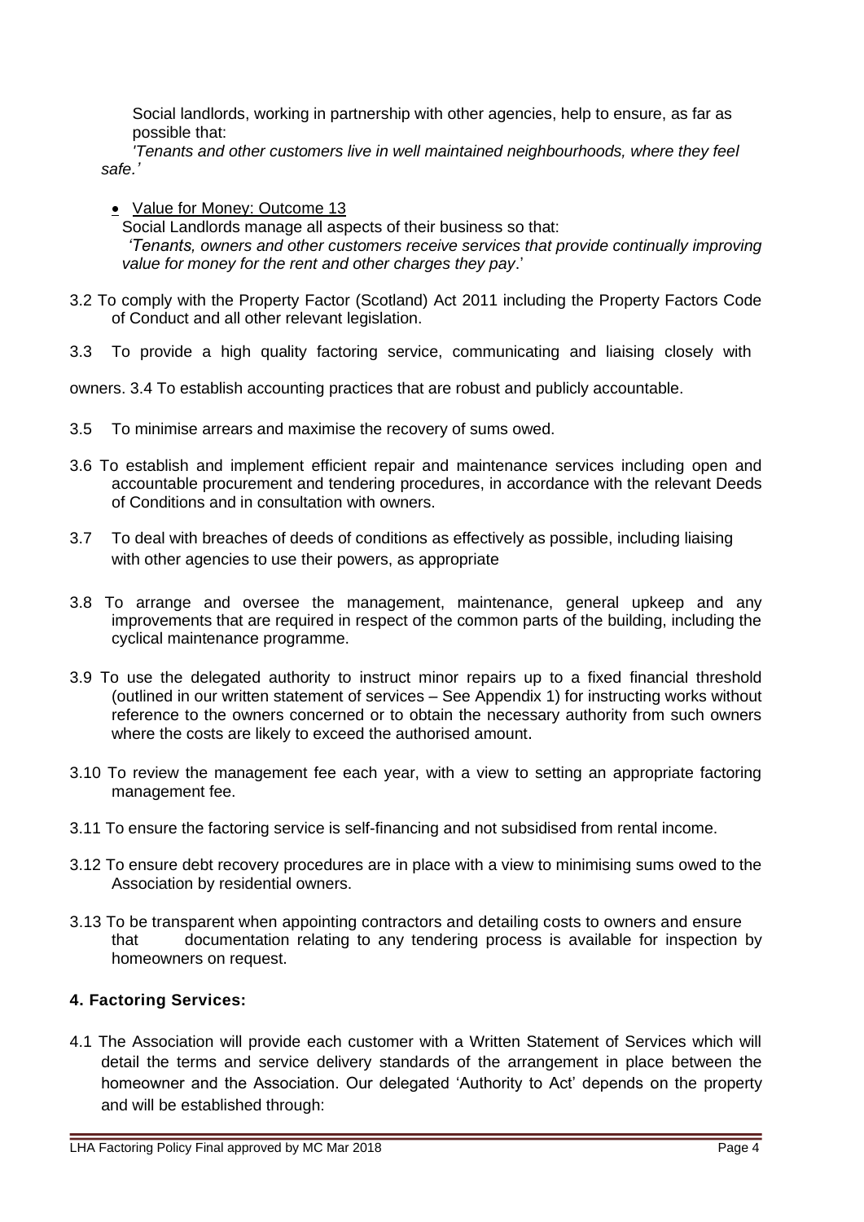Social landlords, working in partnership with other agencies, help to ensure, as far as possible that:

*'Tenants and other customers live in well maintained neighbourhoods, where they feel safe.'*

- Value for Money: Outcome 13

  Social Landlords manage all aspects of their business so that:

  *'Tenants, owners and other customers receive services that provide continually improving value for money for the rent and other charges they pay*.'

3.2 To comply with the Property Factor (Scotland) Act 2011 including the Property Factors Code of Conduct and all other relevant legislation.

3.3 To provide a high quality factoring service, communicating and liaising closely with owners.

3.4 To establish accounting practices that are robust and publicly accountable.

3.5 To minimise arrears and maximise the recovery of sums owed.

3.6 To establish and implement efficient repair and maintenance services including open and accountable procurement and tendering procedures, in accordance with the relevant Deeds of Conditions and in consultation with owners.

3.7 To deal with breaches of deeds of conditions as effectively as possible, including liaising with other agencies to use their powers, as appropriate

3.8 To arrange and oversee the management, maintenance, general upkeep and any improvements that are required in respect of the common parts of the building, including the cyclical maintenance programme.

3.9 To use the delegated authority to instruct minor repairs up to a fixed financial threshold (outlined in our written statement of services – See Appendix 1) for instructing works without reference to the owners concerned or to obtain the necessary authority from such owners where the costs are likely to exceed the authorised amount.

3.10 To review the management fee each year, with a view to setting an appropriate factoring management fee.

3.11 To ensure the factoring service is self-financing and not subsidised from rental income.

3.12 To ensure debt recovery procedures are in place with a view to minimising sums owed to the Association by residential owners.

3.13 To be transparent when appointing contractors and detailing costs to owners and ensure that documentation relating to any tendering process is available for inspection by homeowners on request.

## 4. Factoring Services:

4.1 The Association will provide each customer with a Written Statement of Services which will detail the terms and service delivery standards of the arrangement in place between the homeowner and the Association. Our delegated 'Authority to Act' depends on the property and will be established through: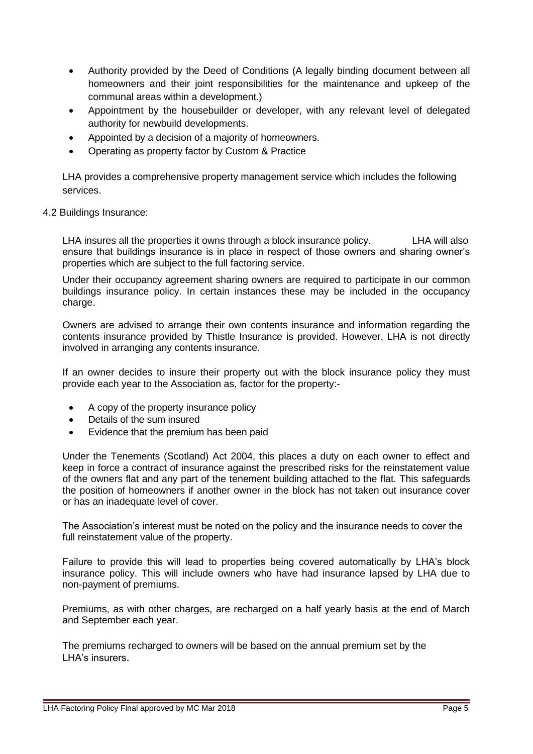- Authority provided by the Deed of Conditions (A legally binding document between all homeowners and their joint responsibilities for the maintenance and upkeep of the communal areas within a development.)
- Appointment by the housebuilder or developer, with any relevant level of delegated authority for newbuild developments.
- Appointed by a decision of a majority of homeowners.
- Operating as property factor by Custom & Practice

LHA provides a comprehensive property management service which includes the following services.

4.2 Buildings Insurance:

LHA insures all the properties it owns through a block insurance policy. LHA will also ensure that buildings insurance is in place in respect of those owners and sharing owner's properties which are subject to the full factoring service.

Under their occupancy agreement sharing owners are required to participate in our common buildings insurance policy. In certain instances these may be included in the occupancy charge.

Owners are advised to arrange their own contents insurance and information regarding the contents insurance provided by Thistle Insurance is provided. However, LHA is not directly involved in arranging any contents insurance.

If an owner decides to insure their property out with the block insurance policy they must provide each year to the Association as, factor for the property:-

- A copy of the property insurance policy
- Details of the sum insured
- Evidence that the premium has been paid

Under the Tenements (Scotland) Act 2004, this places a duty on each owner to effect and keep in force a contract of insurance against the prescribed risks for the reinstatement value of the owners flat and any part of the tenement building attached to the flat. This safeguards the position of homeowners if another owner in the block has not taken out insurance cover or has an inadequate level of cover.

The Association's interest must be noted on the policy and the insurance needs to cover the full reinstatement value of the property.

Failure to provide this will lead to properties being covered automatically by LHA's block insurance policy. This will include owners who have had insurance lapsed by LHA due to non-payment of premiums.

Premiums, as with other charges, are recharged on a half yearly basis at the end of March and September each year.

The premiums recharged to owners will be based on the annual premium set by the LHA's insurers.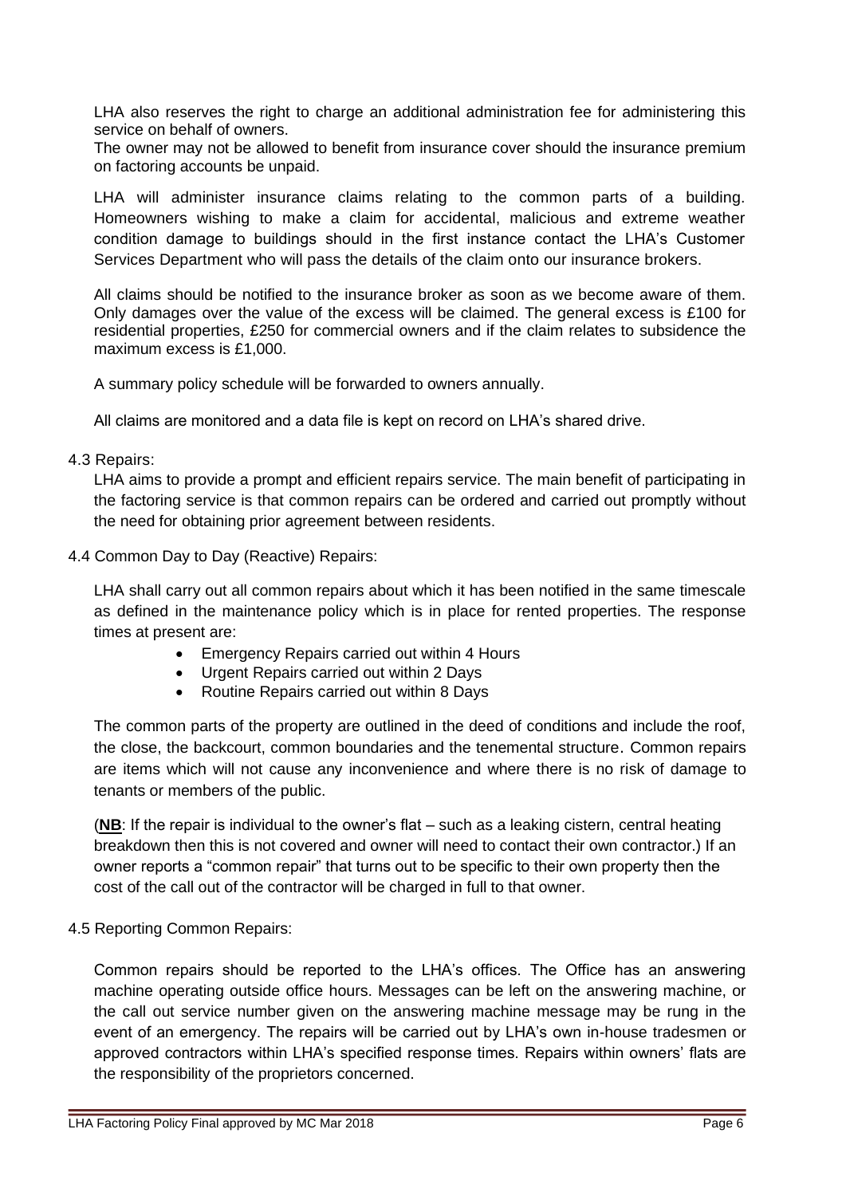LHA also reserves the right to charge an additional administration fee for administering this service on behalf of owners.
The owner may not be allowed to benefit from insurance cover should the insurance premium on factoring accounts be unpaid.

LHA will administer insurance claims relating to the common parts of a building. Homeowners wishing to make a claim for accidental, malicious and extreme weather condition damage to buildings should in the first instance contact the LHA's Customer Services Department who will pass the details of the claim onto our insurance brokers.

All claims should be notified to the insurance broker as soon as we become aware of them. Only damages over the value of the excess will be claimed. The general excess is £100 for residential properties, £250 for commercial owners and if the claim relates to subsidence the maximum excess is £1,000.

A summary policy schedule will be forwarded to owners annually.

All claims are monitored and a data file is kept on record on LHA's shared drive.

4.3 Repairs:

LHA aims to provide a prompt and efficient repairs service. The main benefit of participating in the factoring service is that common repairs can be ordered and carried out promptly without the need for obtaining prior agreement between residents.

4.4 Common Day to Day (Reactive) Repairs:

LHA shall carry out all common repairs about which it has been notified in the same timescale as defined in the maintenance policy which is in place for rented properties. The response times at present are:

- Emergency Repairs carried out within 4 Hours
- Urgent Repairs carried out within 2 Days
- Routine Repairs carried out within 8 Days

The common parts of the property are outlined in the deed of conditions and include the roof, the close, the backcourt, common boundaries and the tenemental structure. Common repairs are items which will not cause any inconvenience and where there is no risk of damage to tenants or members of the public.

(**NB**: If the repair is individual to the owner's flat – such as a leaking cistern, central heating breakdown then this is not covered and owner will need to contact their own contractor.) If an owner reports a "common repair" that turns out to be specific to their own property then the cost of the call out of the contractor will be charged in full to that owner.

4.5 Reporting Common Repairs:

Common repairs should be reported to the LHA's offices. The Office has an answering machine operating outside office hours. Messages can be left on the answering machine, or the call out service number given on the answering machine message may be rung in the event of an emergency. The repairs will be carried out by LHA's own in-house tradesmen or approved contractors within LHA's specified response times. Repairs within owners' flats are the responsibility of the proprietors concerned.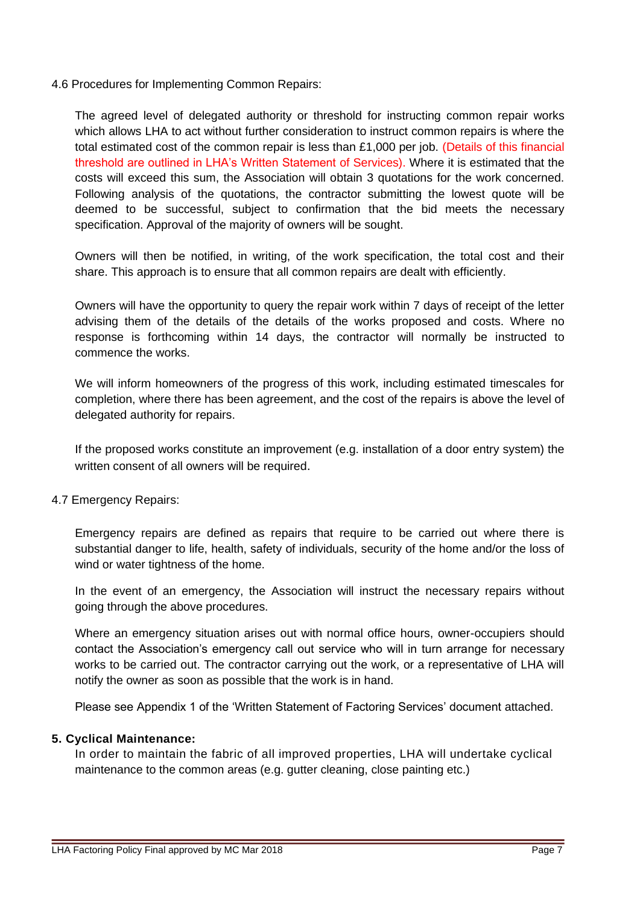4.6 Procedures for Implementing Common Repairs:

The agreed level of delegated authority or threshold for instructing common repair works which allows LHA to act without further consideration to instruct common repairs is where the total estimated cost of the common repair is less than £1,000 per job. (Details of this financial threshold are outlined in LHA's Written Statement of Services). Where it is estimated that the costs will exceed this sum, the Association will obtain 3 quotations for the work concerned. Following analysis of the quotations, the contractor submitting the lowest quote will be deemed to be successful, subject to confirmation that the bid meets the necessary specification. Approval of the majority of owners will be sought.

Owners will then be notified, in writing, of the work specification, the total cost and their share. This approach is to ensure that all common repairs are dealt with efficiently.

Owners will have the opportunity to query the repair work within 7 days of receipt of the letter advising them of the details of the details of the works proposed and costs. Where no response is forthcoming within 14 days, the contractor will normally be instructed to commence the works.

We will inform homeowners of the progress of this work, including estimated timescales for completion, where there has been agreement, and the cost of the repairs is above the level of delegated authority for repairs.

If the proposed works constitute an improvement (e.g. installation of a door entry system) the written consent of all owners will be required.

4.7 Emergency Repairs:

Emergency repairs are defined as repairs that require to be carried out where there is substantial danger to life, health, safety of individuals, security of the home and/or the loss of wind or water tightness of the home.

In the event of an emergency, the Association will instruct the necessary repairs without going through the above procedures.

Where an emergency situation arises out with normal office hours, owner-occupiers should contact the Association's emergency call out service who will in turn arrange for necessary works to be carried out. The contractor carrying out the work, or a representative of LHA will notify the owner as soon as possible that the work is in hand.

Please see Appendix 1 of the 'Written Statement of Factoring Services' document attached.

**5. Cyclical Maintenance:**

In order to maintain the fabric of all improved properties, LHA will undertake cyclical maintenance to the common areas (e.g. gutter cleaning, close painting etc.)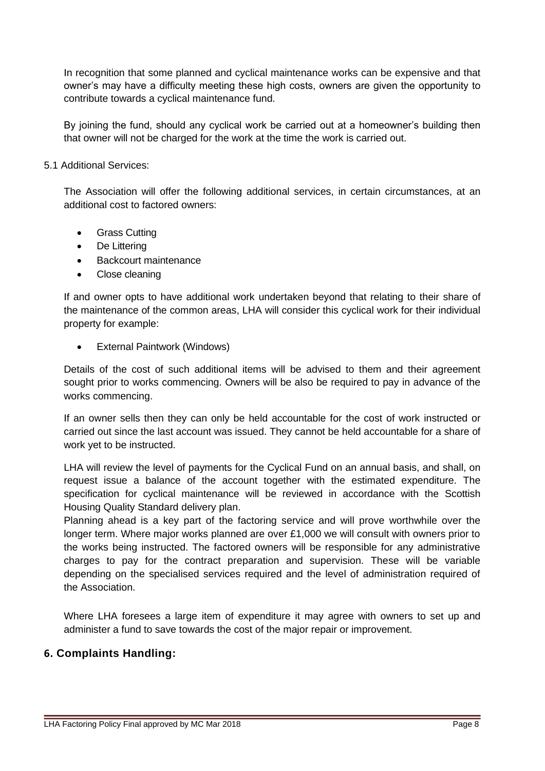In recognition that some planned and cyclical maintenance works can be expensive and that owner's may have a difficulty meeting these high costs, owners are given the opportunity to contribute towards a cyclical maintenance fund.

By joining the fund, should any cyclical work be carried out at a homeowner's building then that owner will not be charged for the work at the time the work is carried out.

5.1 Additional Services:

The Association will offer the following additional services, in certain circumstances, at an additional cost to factored owners:

- Grass Cutting
- De Littering
- Backcourt maintenance
- Close cleaning

If and owner opts to have additional work undertaken beyond that relating to their share of the maintenance of the common areas, LHA will consider this cyclical work for their individual property for example:

- External Paintwork (Windows)

Details of the cost of such additional items will be advised to them and their agreement sought prior to works commencing. Owners will be also be required to pay in advance of the works commencing.

If an owner sells then they can only be held accountable for the cost of work instructed or carried out since the last account was issued. They cannot be held accountable for a share of work yet to be instructed.

LHA will review the level of payments for the Cyclical Fund on an annual basis, and shall, on request issue a balance of the account together with the estimated expenditure. The specification for cyclical maintenance will be reviewed in accordance with the Scottish Housing Quality Standard delivery plan.
Planning ahead is a key part of the factoring service and will prove worthwhile over the longer term. Where major works planned are over £1,000 we will consult with owners prior to the works being instructed. The factored owners will be responsible for any administrative charges to pay for the contract preparation and supervision. These will be variable depending on the specialised services required and the level of administration required of the Association.

Where LHA foresees a large item of expenditure it may agree with owners to set up and administer a fund to save towards the cost of the major repair or improvement.

## 6. Complaints Handling: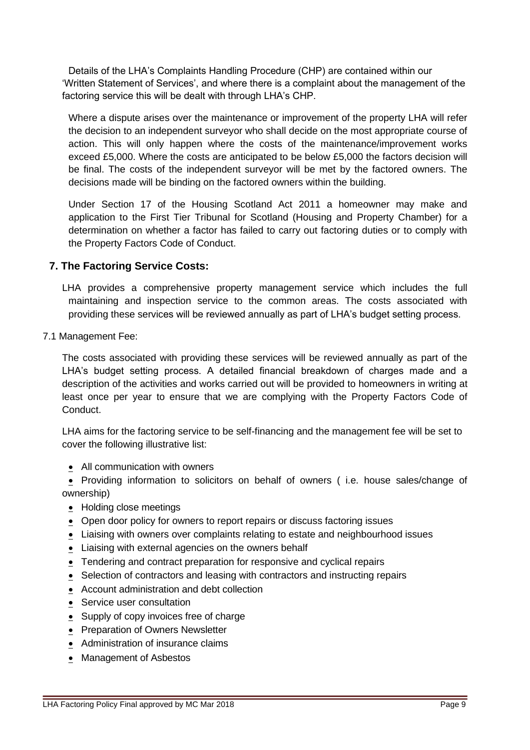Details of the LHA's Complaints Handling Procedure (CHP) are contained within our 'Written Statement of Services', and where there is a complaint about the management of the factoring service this will be dealt with through LHA's CHP.

Where a dispute arises over the maintenance or improvement of the property LHA will refer the decision to an independent surveyor who shall decide on the most appropriate course of action. This will only happen where the costs of the maintenance/improvement works exceed £5,000. Where the costs are anticipated to be below £5,000 the factors decision will be final. The costs of the independent surveyor will be met by the factored owners. The decisions made will be binding on the factored owners within the building.

Under Section 17 of the Housing Scotland Act 2011 a homeowner may make and application to the First Tier Tribunal for Scotland (Housing and Property Chamber) for a determination on whether a factor has failed to carry out factoring duties or to comply with the Property Factors Code of Conduct.

## 7. The Factoring Service Costs:

LHA provides a comprehensive property management service which includes the full maintaining and inspection service to the common areas. The costs associated with providing these services will be reviewed annually as part of LHA's budget setting process.

7.1 Management Fee:

The costs associated with providing these services will be reviewed annually as part of the LHA's budget setting process. A detailed financial breakdown of charges made and a description of the activities and works carried out will be provided to homeowners in writing at least once per year to ensure that we are complying with the Property Factors Code of Conduct.

LHA aims for the factoring service to be self-financing and the management fee will be set to cover the following illustrative list:

- All communication with owners
- Providing information to solicitors on behalf of owners ( i.e. house sales/change of ownership)
- Holding close meetings
- Open door policy for owners to report repairs or discuss factoring issues
- Liaising with owners over complaints relating to estate and neighbourhood issues
- Liaising with external agencies on the owners behalf
- Tendering and contract preparation for responsive and cyclical repairs
- Selection of contractors and leasing with contractors and instructing repairs
- Account administration and debt collection
- Service user consultation
- Supply of copy invoices free of charge
- Preparation of Owners Newsletter
- Administration of insurance claims
- Management of Asbestos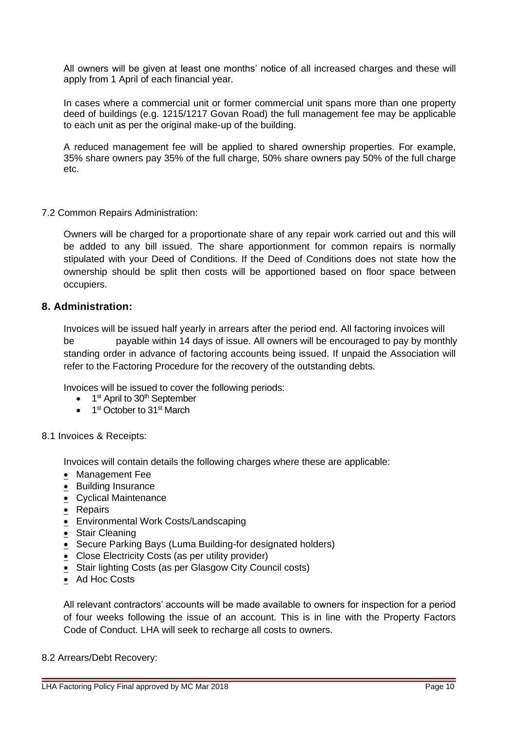All owners will be given at least one months' notice of all increased charges and these will apply from 1 April of each financial year.

In cases where a commercial unit or former commercial unit spans more than one property deed of buildings (e.g. 1215/1217 Govan Road) the full management fee may be applicable to each unit as per the original make-up of the building.

A reduced management fee will be applied to shared ownership properties. For example, 35% share owners pay 35% of the full charge, 50% share owners pay 50% of the full charge etc.

7.2 Common Repairs Administration:

Owners will be charged for a proportionate share of any repair work carried out and this will be added to any bill issued. The share apportionment for common repairs is normally stipulated with your Deed of Conditions. If the Deed of Conditions does not state how the ownership should be split then costs will be apportioned based on floor space between occupiers.

## 8. Administration:

Invoices will be issued half yearly in arrears after the period end. All factoring invoices will be payable within 14 days of issue. All owners will be encouraged to pay by monthly standing order in advance of factoring accounts being issued. If unpaid the Association will refer to the Factoring Procedure for the recovery of the outstanding debts.

Invoices will be issued to cover the following periods:

- 1st April to 30th September
- 1st October to 31st March

8.1 Invoices & Receipts:

Invoices will contain details the following charges where these are applicable:

- Management Fee
- Building Insurance
- Cyclical Maintenance
- Repairs
- Environmental Work Costs/Landscaping
- Stair Cleaning
- Secure Parking Bays (Luma Building-for designated holders)
- Close Electricity Costs (as per utility provider)
- Stair lighting Costs (as per Glasgow City Council costs)
- Ad Hoc Costs

All relevant contractors' accounts will be made available to owners for inspection for a period of four weeks following the issue of an account. This is in line with the Property Factors Code of Conduct. LHA will seek to recharge all costs to owners.

8.2 Arrears/Debt Recovery: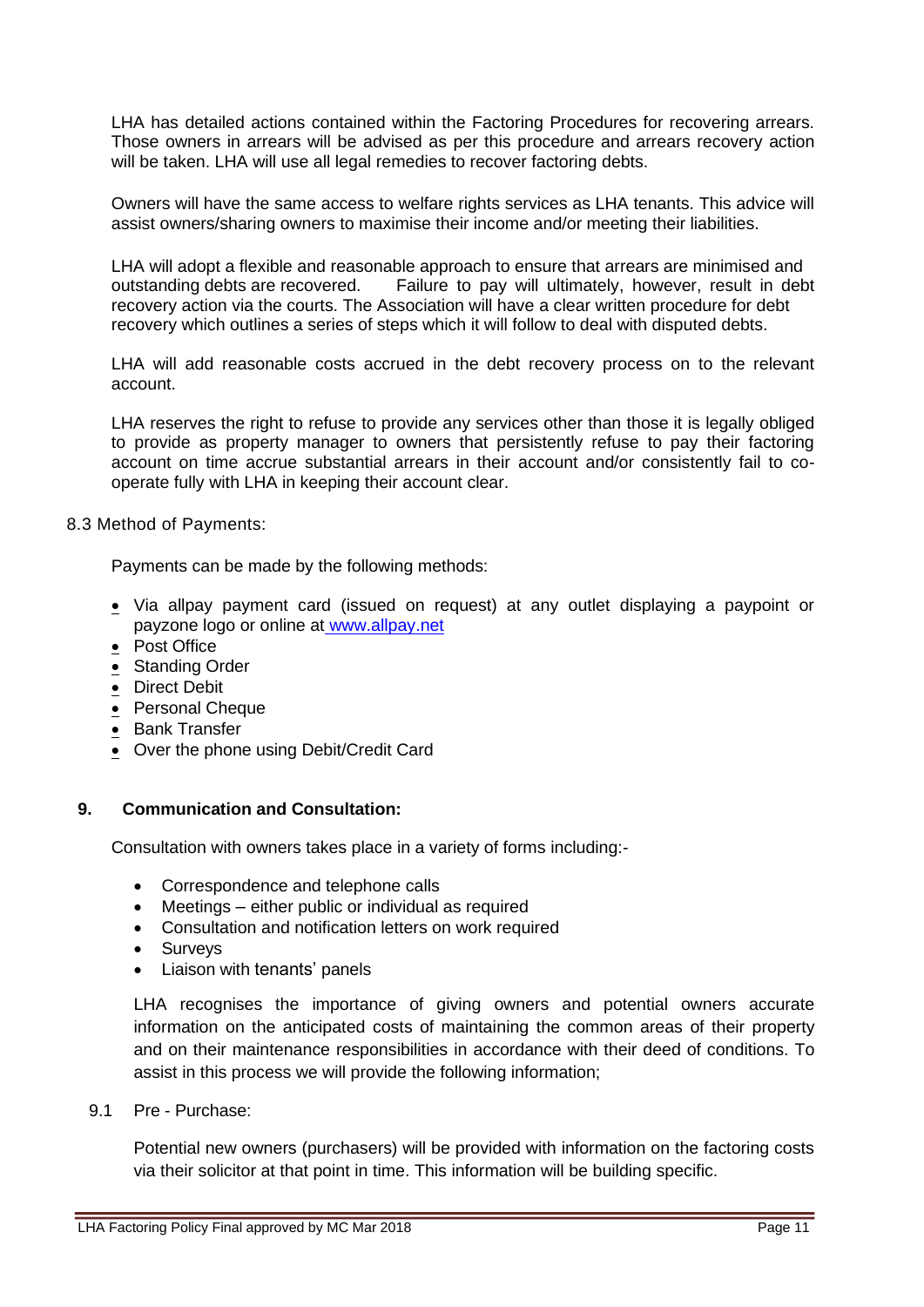LHA has detailed actions contained within the Factoring Procedures for recovering arrears. Those owners in arrears will be advised as per this procedure and arrears recovery action will be taken. LHA will use all legal remedies to recover factoring debts.

Owners will have the same access to welfare rights services as LHA tenants. This advice will assist owners/sharing owners to maximise their income and/or meeting their liabilities.

LHA will adopt a flexible and reasonable approach to ensure that arrears are minimised and outstanding debts are recovered. Failure to pay will ultimately, however, result in debt recovery action via the courts. The Association will have a clear written procedure for debt recovery which outlines a series of steps which it will follow to deal with disputed debts.

LHA will add reasonable costs accrued in the debt recovery process on to the relevant account.

LHA reserves the right to refuse to provide any services other than those it is legally obliged to provide as property manager to owners that persistently refuse to pay their factoring account on time accrue substantial arrears in their account and/or consistently fail to co-operate fully with LHA in keeping their account clear.

### 8.3 Method of Payments:

Payments can be made by the following methods:

- Via allpay payment card (issued on request) at any outlet displaying a paypoint or payzone logo or online at www.allpay.net
- Post Office
- Standing Order
- Direct Debit
- Personal Cheque
- Bank Transfer
- Over the phone using Debit/Credit Card

## 9. Communication and Consultation:

Consultation with owners takes place in a variety of forms including:-

- Correspondence and telephone calls
- Meetings – either public or individual as required
- Consultation and notification letters on work required
- Surveys
- Liaison with tenants' panels

LHA recognises the importance of giving owners and potential owners accurate information on the anticipated costs of maintaining the common areas of their property and on their maintenance responsibilities in accordance with their deed of conditions. To assist in this process we will provide the following information;

### 9.1 Pre - Purchase:

Potential new owners (purchasers) will be provided with information on the factoring costs via their solicitor at that point in time. This information will be building specific.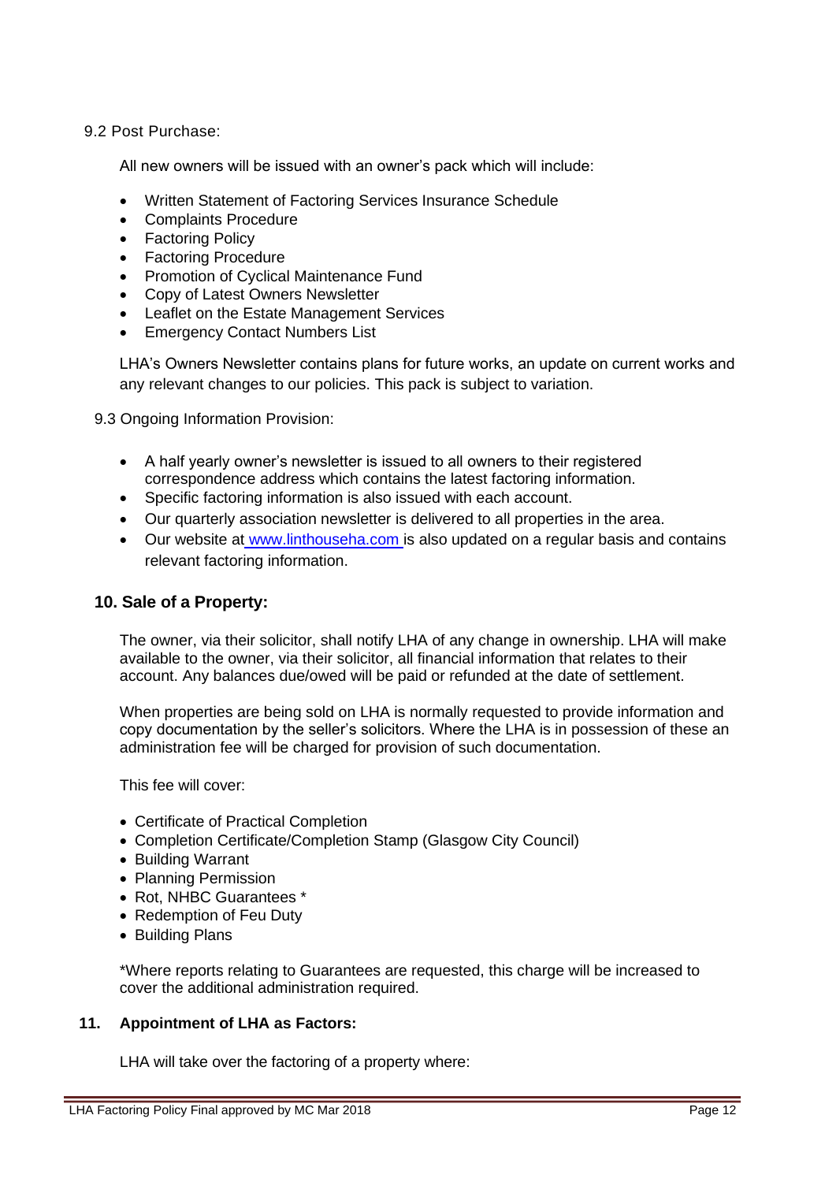9.2 Post Purchase:

All new owners will be issued with an owner's pack which will include:

- Written Statement of Factoring Services Insurance Schedule
- Complaints Procedure
- Factoring Policy
- Factoring Procedure
- Promotion of Cyclical Maintenance Fund
- Copy of Latest Owners Newsletter
- Leaflet on the Estate Management Services
- Emergency Contact Numbers List

LHA's Owners Newsletter contains plans for future works, an update on current works and any relevant changes to our policies. This pack is subject to variation.

9.3 Ongoing Information Provision:

- A half yearly owner's newsletter is issued to all owners to their registered correspondence address which contains the latest factoring information.
- Specific factoring information is also issued with each account.
- Our quarterly association newsletter is delivered to all properties in the area.
- Our website at www.linthouseha.com is also updated on a regular basis and contains relevant factoring information.

## 10. Sale of a Property:

The owner, via their solicitor, shall notify LHA of any change in ownership. LHA will make available to the owner, via their solicitor, all financial information that relates to their account. Any balances due/owed will be paid or refunded at the date of settlement.

When properties are being sold on LHA is normally requested to provide information and copy documentation by the seller's solicitors. Where the LHA is in possession of these an administration fee will be charged for provision of such documentation.

This fee will cover:

- Certificate of Practical Completion
- Completion Certificate/Completion Stamp (Glasgow City Council)
- Building Warrant
- Planning Permission
- Rot, NHBC Guarantees *
- Redemption of Feu Duty
- Building Plans

*Where reports relating to Guarantees are requested, this charge will be increased to cover the additional administration required.

## 11. Appointment of LHA as Factors:

LHA will take over the factoring of a property where: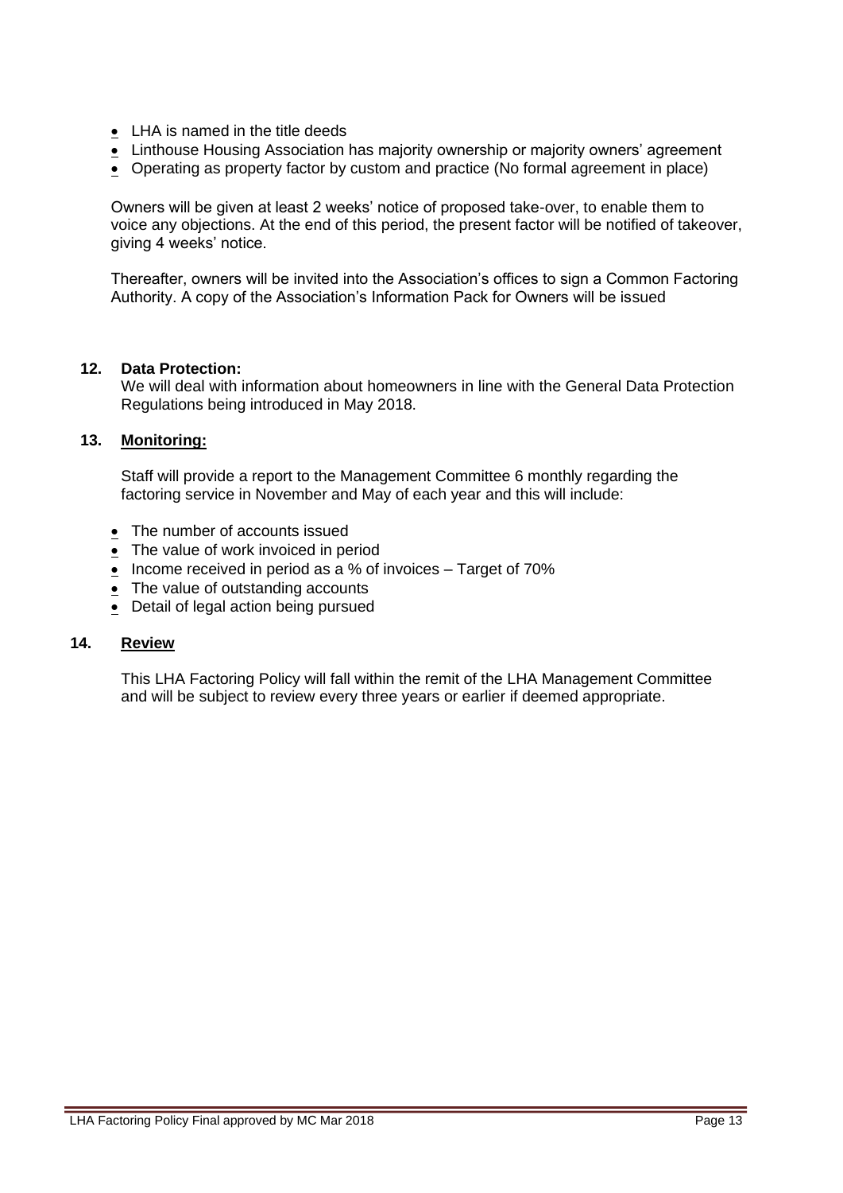- LHA is named in the title deeds
- Linthouse Housing Association has majority ownership or majority owners' agreement
- Operating as property factor by custom and practice (No formal agreement in place)

Owners will be given at least 2 weeks' notice of proposed take-over, to enable them to voice any objections. At the end of this period, the present factor will be notified of takeover, giving 4 weeks' notice.

Thereafter, owners will be invited into the Association's offices to sign a Common Factoring Authority. A copy of the Association's Information Pack for Owners will be issued

## 12. Data Protection:

We will deal with information about homeowners in line with the General Data Protection Regulations being introduced in May 2018.

## 13. Monitoring:

Staff will provide a report to the Management Committee 6 monthly regarding the factoring service in November and May of each year and this will include:

- The number of accounts issued
- The value of work invoiced in period
- Income received in period as a % of invoices – Target of 70%
- The value of outstanding accounts
- Detail of legal action being pursued

## 14. Review

This LHA Factoring Policy will fall within the remit of the LHA Management Committee and will be subject to review every three years or earlier if deemed appropriate.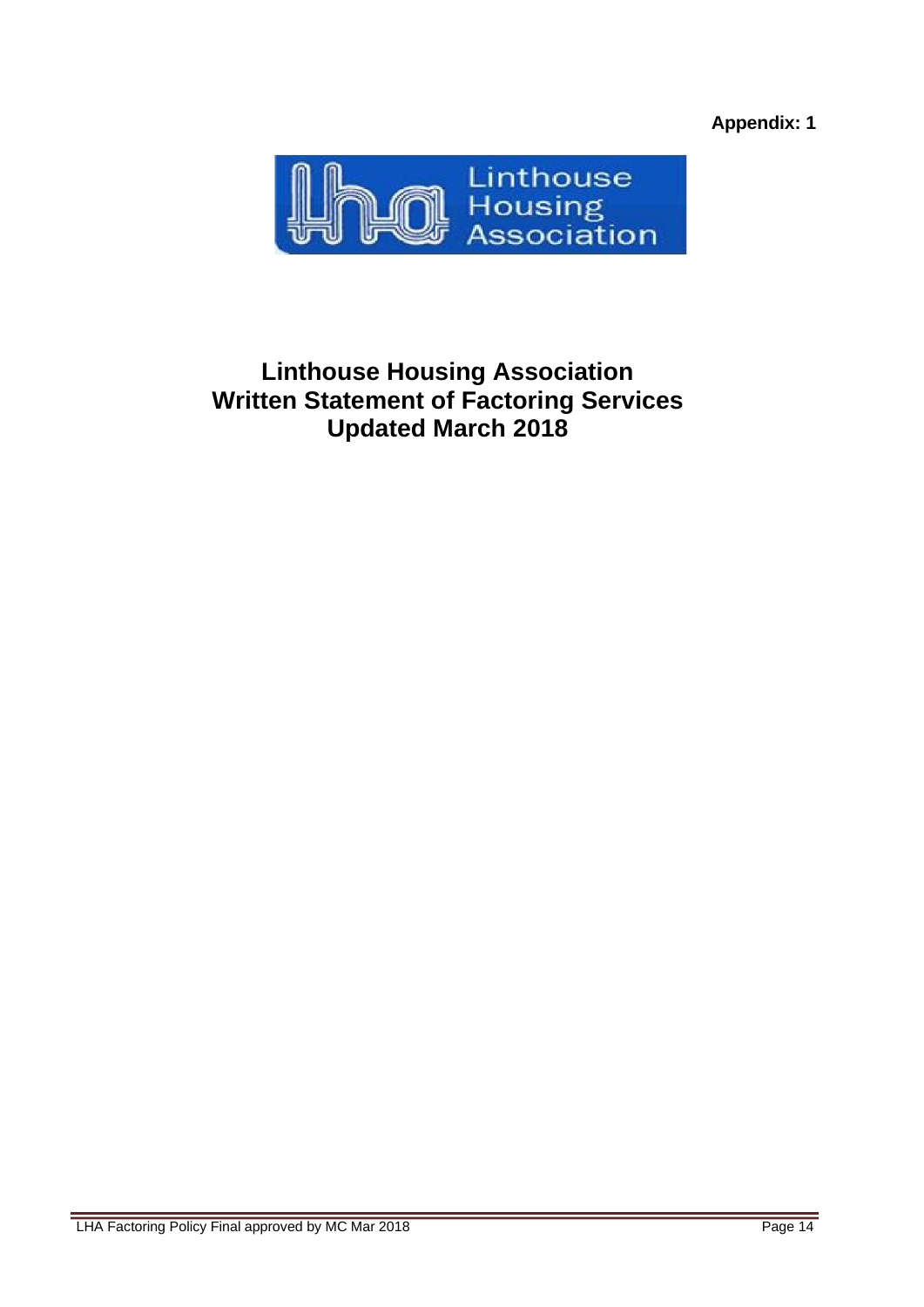**Appendix: 1**

# Linthouse Housing Association
# Written Statement of Factoring Services
# Updated March 2018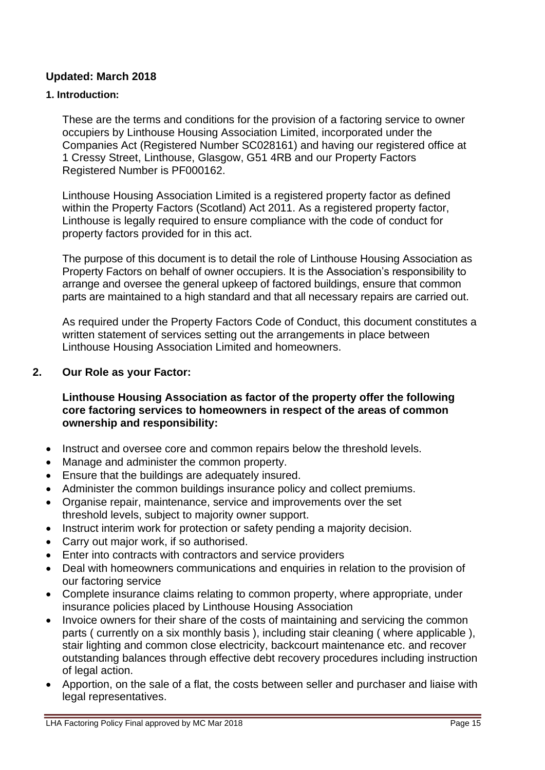**Updated: March 2018**

### 1. Introduction:

These are the terms and conditions for the provision of a factoring service to owner occupiers by Linthouse Housing Association Limited, incorporated under the Companies Act (Registered Number SC028161) and having our registered office at 1 Cressy Street, Linthouse, Glasgow, G51 4RB and our Property Factors Registered Number is PF000162.

Linthouse Housing Association Limited is a registered property factor as defined within the Property Factors (Scotland) Act 2011. As a registered property factor, Linthouse is legally required to ensure compliance with the code of conduct for property factors provided for in this act.

The purpose of this document is to detail the role of Linthouse Housing Association as Property Factors on behalf of owner occupiers. It is the Association's responsibility to arrange and oversee the general upkeep of factored buildings, ensure that common parts are maintained to a high standard and that all necessary repairs are carried out.

As required under the Property Factors Code of Conduct, this document constitutes a written statement of services setting out the arrangements in place between Linthouse Housing Association Limited and homeowners.

## 2. Our Role as your Factor:

**Linthouse Housing Association as factor of the property offer the following core factoring services to homeowners in respect of the areas of common ownership and responsibility:**

- Instruct and oversee core and common repairs below the threshold levels.
- Manage and administer the common property.
- Ensure that the buildings are adequately insured.
- Administer the common buildings insurance policy and collect premiums.
- Organise repair, maintenance, service and improvements over the set threshold levels, subject to majority owner support.
- Instruct interim work for protection or safety pending a majority decision.
- Carry out major work, if so authorised.
- Enter into contracts with contractors and service providers
- Deal with homeowners communications and enquiries in relation to the provision of our factoring service
- Complete insurance claims relating to common property, where appropriate, under insurance policies placed by Linthouse Housing Association
- Invoice owners for their share of the costs of maintaining and servicing the common parts ( currently on a six monthly basis ), including stair cleaning ( where applicable ), stair lighting and common close electricity, backcourt maintenance etc. and recover outstanding balances through effective debt recovery procedures including instruction of legal action.
- Apportion, on the sale of a flat, the costs between seller and purchaser and liaise with legal representatives.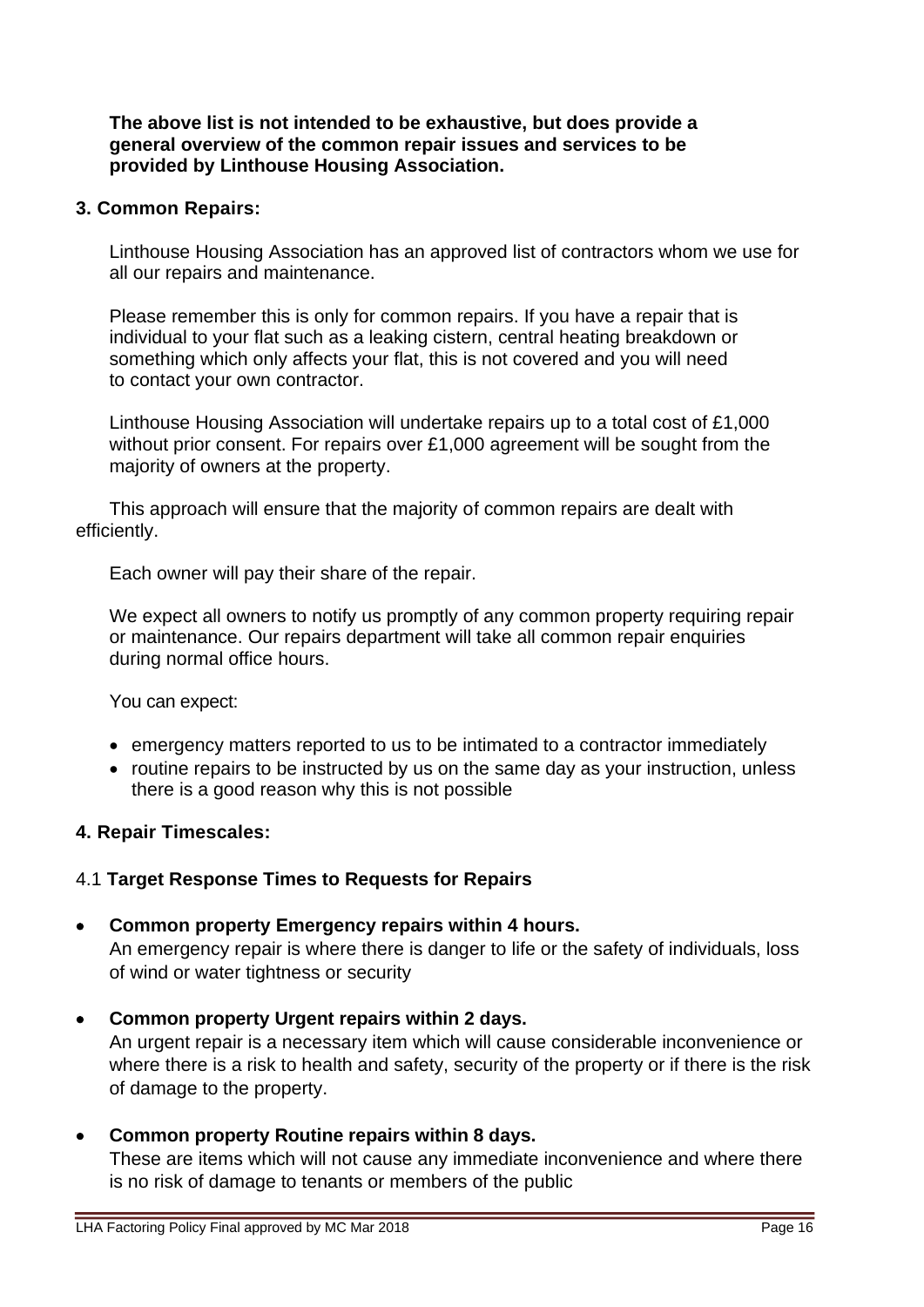**The above list is not intended to be exhaustive, but does provide a general overview of the common repair issues and services to be provided by Linthouse Housing Association.**

## 3. Common Repairs:

Linthouse Housing Association has an approved list of contractors whom we use for all our repairs and maintenance.

Please remember this is only for common repairs. If you have a repair that is individual to your flat such as a leaking cistern, central heating breakdown or something which only affects your flat, this is not covered and you will need to contact your own contractor.

Linthouse Housing Association will undertake repairs up to a total cost of £1,000 without prior consent. For repairs over £1,000 agreement will be sought from the majority of owners at the property.

This approach will ensure that the majority of common repairs are dealt with efficiently.

Each owner will pay their share of the repair.

We expect all owners to notify us promptly of any common property requiring repair or maintenance. Our repairs department will take all common repair enquiries during normal office hours.

You can expect:

- emergency matters reported to us to be intimated to a contractor immediately
- routine repairs to be instructed by us on the same day as your instruction, unless there is a good reason why this is not possible

## 4. Repair Timescales:

### 4.1 Target Response Times to Requests for Repairs

- **Common property Emergency repairs within 4 hours.**
  An emergency repair is where there is danger to life or the safety of individuals, loss of wind or water tightness or security
- **Common property Urgent repairs within 2 days.**
  An urgent repair is a necessary item which will cause considerable inconvenience or where there is a risk to health and safety, security of the property or if there is the risk of damage to the property.
- **Common property Routine repairs within 8 days.**
  These are items which will not cause any immediate inconvenience and where there is no risk of damage to tenants or members of the public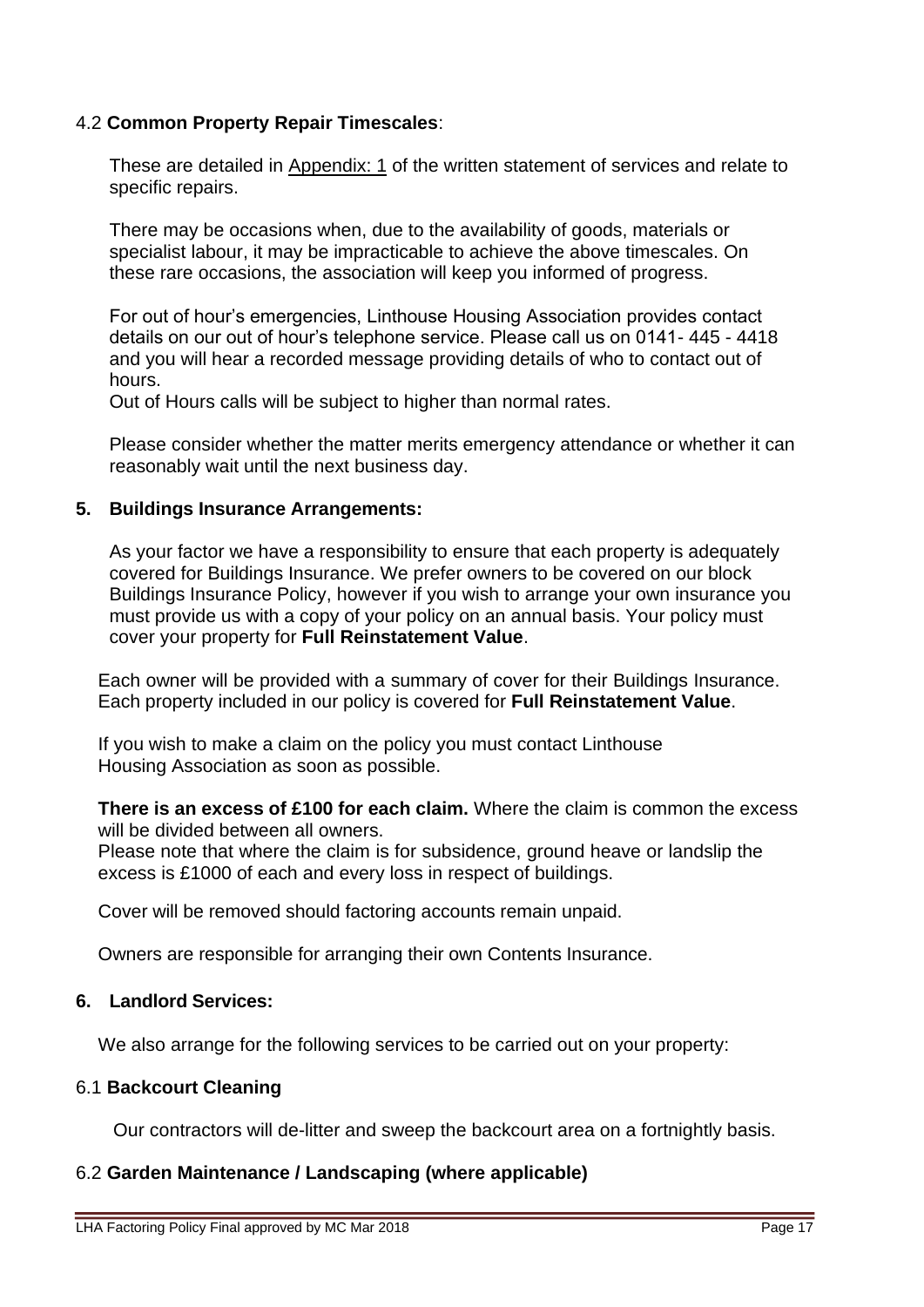### 4.2 **Common Property Repair Timescales**:

These are detailed in Appendix: 1 of the written statement of services and relate to specific repairs.

There may be occasions when, due to the availability of goods, materials or specialist labour, it may be impracticable to achieve the above timescales. On these rare occasions, the association will keep you informed of progress.

For out of hour's emergencies, Linthouse Housing Association provides contact details on our out of hour's telephone service. Please call us on 0141- 445 - 4418 and you will hear a recorded message providing details of who to contact out of hours.
Out of Hours calls will be subject to higher than normal rates.

Please consider whether the matter merits emergency attendance or whether it can reasonably wait until the next business day.

## 5. Buildings Insurance Arrangements:

As your factor we have a responsibility to ensure that each property is adequately covered for Buildings Insurance. We prefer owners to be covered on our block Buildings Insurance Policy, however if you wish to arrange your own insurance you must provide us with a copy of your policy on an annual basis. Your policy must cover your property for **Full Reinstatement Value**.

Each owner will be provided with a summary of cover for their Buildings Insurance. Each property included in our policy is covered for **Full Reinstatement Value**.

If you wish to make a claim on the policy you must contact Linthouse Housing Association as soon as possible.

**There is an excess of £100 for each claim.** Where the claim is common the excess will be divided between all owners.
Please note that where the claim is for subsidence, ground heave or landslip the excess is £1000 of each and every loss in respect of buildings.

Cover will be removed should factoring accounts remain unpaid.

Owners are responsible for arranging their own Contents Insurance.

## 6. Landlord Services:

We also arrange for the following services to be carried out on your property:

### 6.1 **Backcourt Cleaning**

Our contractors will de-litter and sweep the backcourt area on a fortnightly basis.

### 6.2 **Garden Maintenance / Landscaping (where applicable)**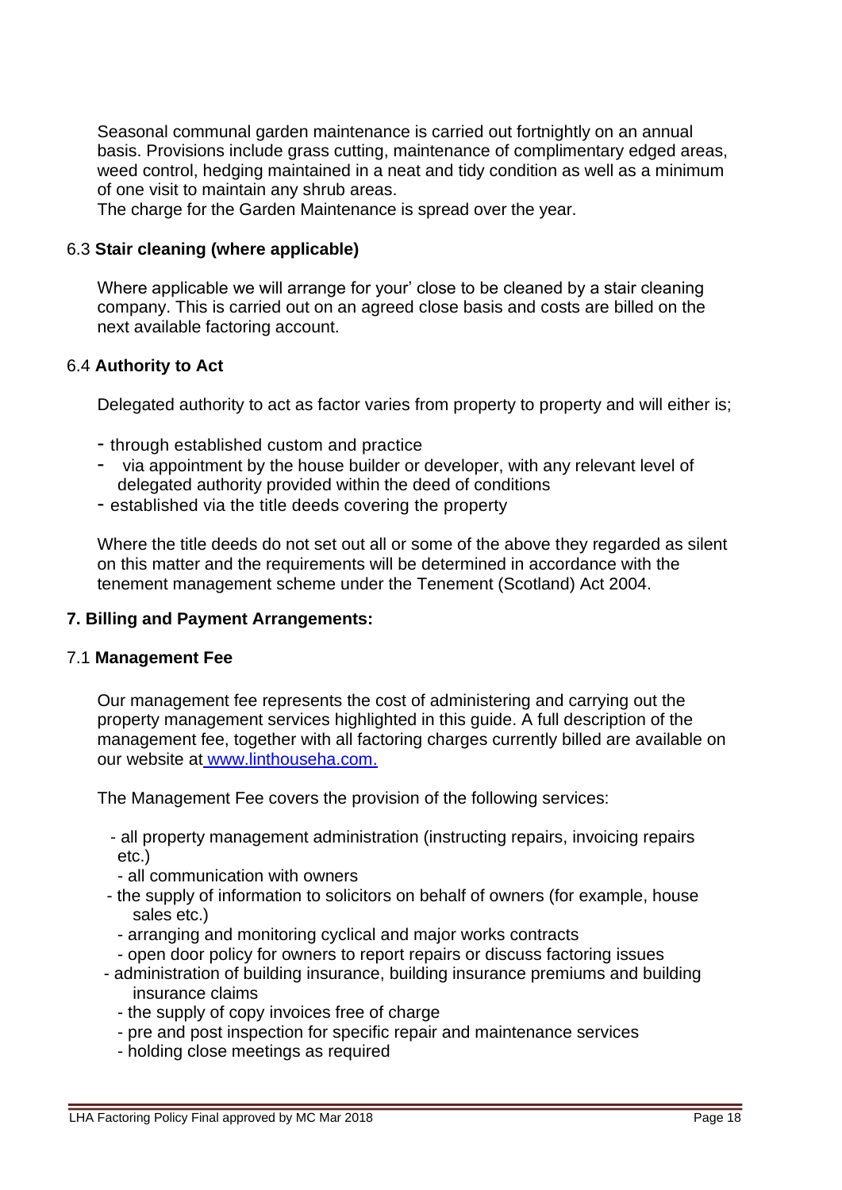Seasonal communal garden maintenance is carried out fortnightly on an annual basis. Provisions include grass cutting, maintenance of complimentary edged areas, weed control, hedging maintained in a neat and tidy condition as well as a minimum of one visit to maintain any shrub areas.
The charge for the Garden Maintenance is spread over the year.

### 6.3 **Stair cleaning (where applicable)**

Where applicable we will arrange for your' close to be cleaned by a stair cleaning company. This is carried out on an agreed close basis and costs are billed on the next available factoring account.

### 6.4 **Authority to Act**

Delegated authority to act as factor varies from property to property and will either is;

- through established custom and practice
- via appointment by the house builder or developer, with any relevant level of delegated authority provided within the deed of conditions
- established via the title deeds covering the property

Where the title deeds do not set out all or some of the above they regarded as silent on this matter and the requirements will be determined in accordance with the tenement management scheme under the Tenement (Scotland) Act 2004.

## 7. Billing and Payment Arrangements:

### 7.1 **Management Fee**

Our management fee represents the cost of administering and carrying out the property management services highlighted in this guide. A full description of the management fee, together with all factoring charges currently billed are available on our website at www.linthouseha.com.

The Management Fee covers the provision of the following services:

- all property management administration (instructing repairs, invoicing repairs etc.)
- all communication with owners
- the supply of information to solicitors on behalf of owners (for example, house sales etc.)
- arranging and monitoring cyclical and major works contracts
- open door policy for owners to report repairs or discuss factoring issues
- administration of building insurance, building insurance premiums and building insurance claims
- the supply of copy invoices free of charge
- pre and post inspection for specific repair and maintenance services
- holding close meetings as required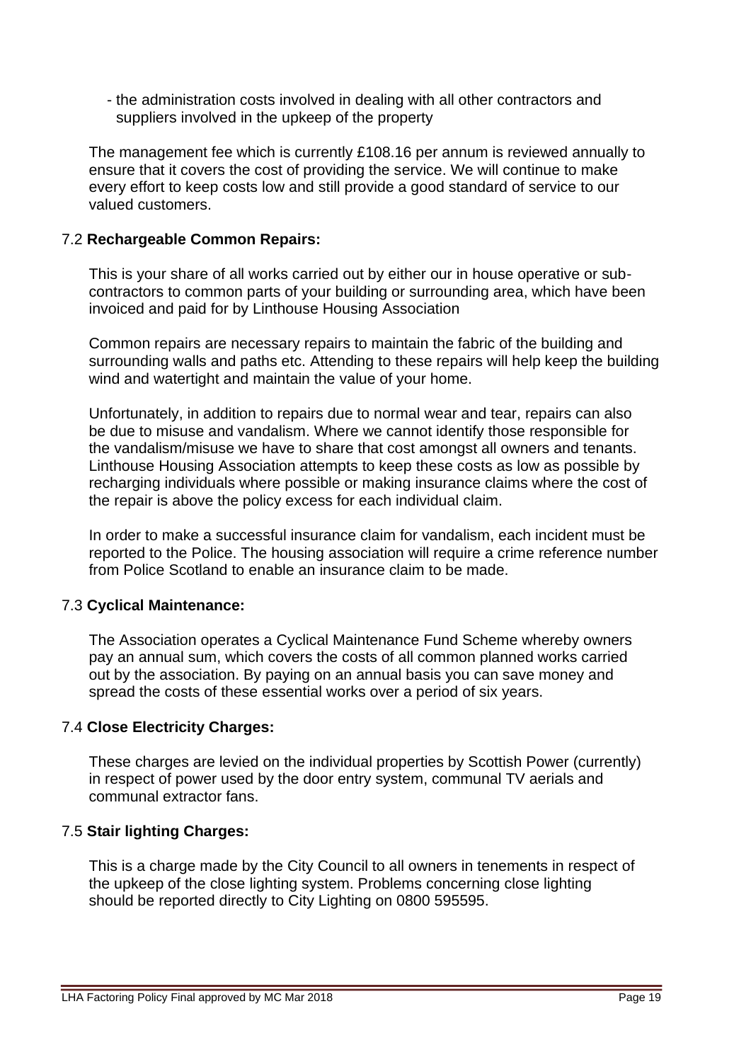- the administration costs involved in dealing with all other contractors and suppliers involved in the upkeep of the property

The management fee which is currently £108.16 per annum is reviewed annually to ensure that it covers the cost of providing the service. We will continue to make every effort to keep costs low and still provide a good standard of service to our valued customers.

### 7.2 **Rechargeable Common Repairs:**

This is your share of all works carried out by either our in house operative or sub-contractors to common parts of your building or surrounding area, which have been invoiced and paid for by Linthouse Housing Association

Common repairs are necessary repairs to maintain the fabric of the building and surrounding walls and paths etc. Attending to these repairs will help keep the building wind and watertight and maintain the value of your home.

Unfortunately, in addition to repairs due to normal wear and tear, repairs can also be due to misuse and vandalism. Where we cannot identify those responsible for the vandalism/misuse we have to share that cost amongst all owners and tenants. Linthouse Housing Association attempts to keep these costs as low as possible by recharging individuals where possible or making insurance claims where the cost of the repair is above the policy excess for each individual claim.

In order to make a successful insurance claim for vandalism, each incident must be reported to the Police. The housing association will require a crime reference number from Police Scotland to enable an insurance claim to be made.

### 7.3 **Cyclical Maintenance:**

The Association operates a Cyclical Maintenance Fund Scheme whereby owners pay an annual sum, which covers the costs of all common planned works carried out by the association. By paying on an annual basis you can save money and spread the costs of these essential works over a period of six years.

### 7.4 **Close Electricity Charges:**

These charges are levied on the individual properties by Scottish Power (currently) in respect of power used by the door entry system, communal TV aerials and communal extractor fans.

### 7.5 **Stair lighting Charges:**

This is a charge made by the City Council to all owners in tenements in respect of the upkeep of the close lighting system. Problems concerning close lighting should be reported directly to City Lighting on 0800 595595.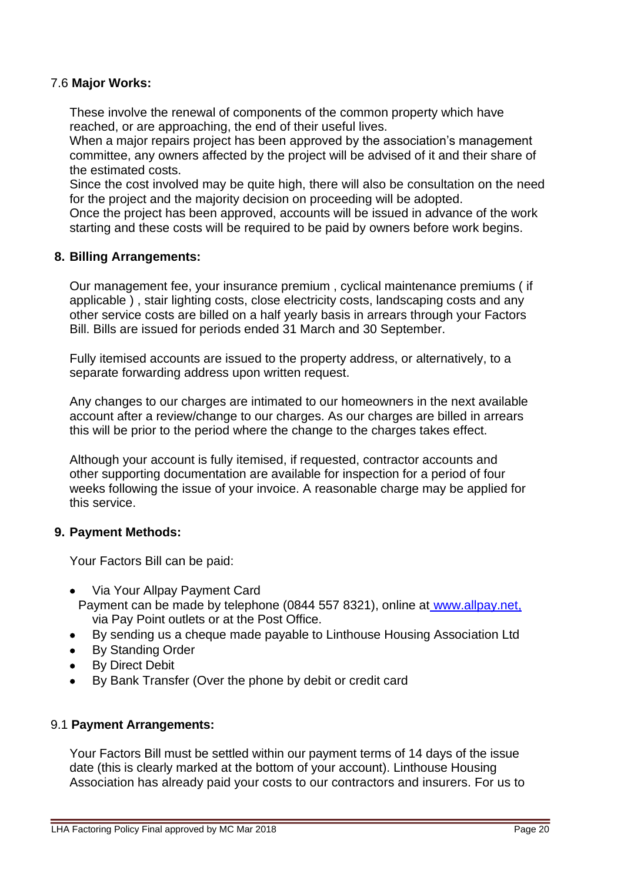### 7.6 **Major Works:**

These involve the renewal of components of the common property which have reached, or are approaching, the end of their useful lives.
When a major repairs project has been approved by the association's management committee, any owners affected by the project will be advised of it and their share of the estimated costs.
Since the cost involved may be quite high, there will also be consultation on the need for the project and the majority decision on proceeding will be adopted.
Once the project has been approved, accounts will be issued in advance of the work starting and these costs will be required to be paid by owners before work begins.

## 8. **Billing Arrangements:**

Our management fee, your insurance premium , cyclical maintenance premiums ( if applicable ) , stair lighting costs, close electricity costs, landscaping costs and any other service costs are billed on a half yearly basis in arrears through your Factors Bill. Bills are issued for periods ended 31 March and 30 September.

Fully itemised accounts are issued to the property address, or alternatively, to a separate forwarding address upon written request.

Any changes to our charges are intimated to our homeowners in the next available account after a review/change to our charges. As our charges are billed in arrears this will be prior to the period where the change to the charges takes effect.

Although your account is fully itemised, if requested, contractor accounts and other supporting documentation are available for inspection for a period of four weeks following the issue of your invoice. A reasonable charge may be applied for this service.

## 9. **Payment Methods:**

Your Factors Bill can be paid:

- Via Your Allpay Payment Card
  Payment can be made by telephone (0844 557 8321), online at www.allpay.net, via Pay Point outlets or at the Post Office.
- By sending us a cheque made payable to Linthouse Housing Association Ltd
- By Standing Order
- By Direct Debit
- By Bank Transfer (Over the phone by debit or credit card

### 9.1 **Payment Arrangements:**

Your Factors Bill must be settled within our payment terms of 14 days of the issue date (this is clearly marked at the bottom of your account). Linthouse Housing Association has already paid your costs to our contractors and insurers. For us to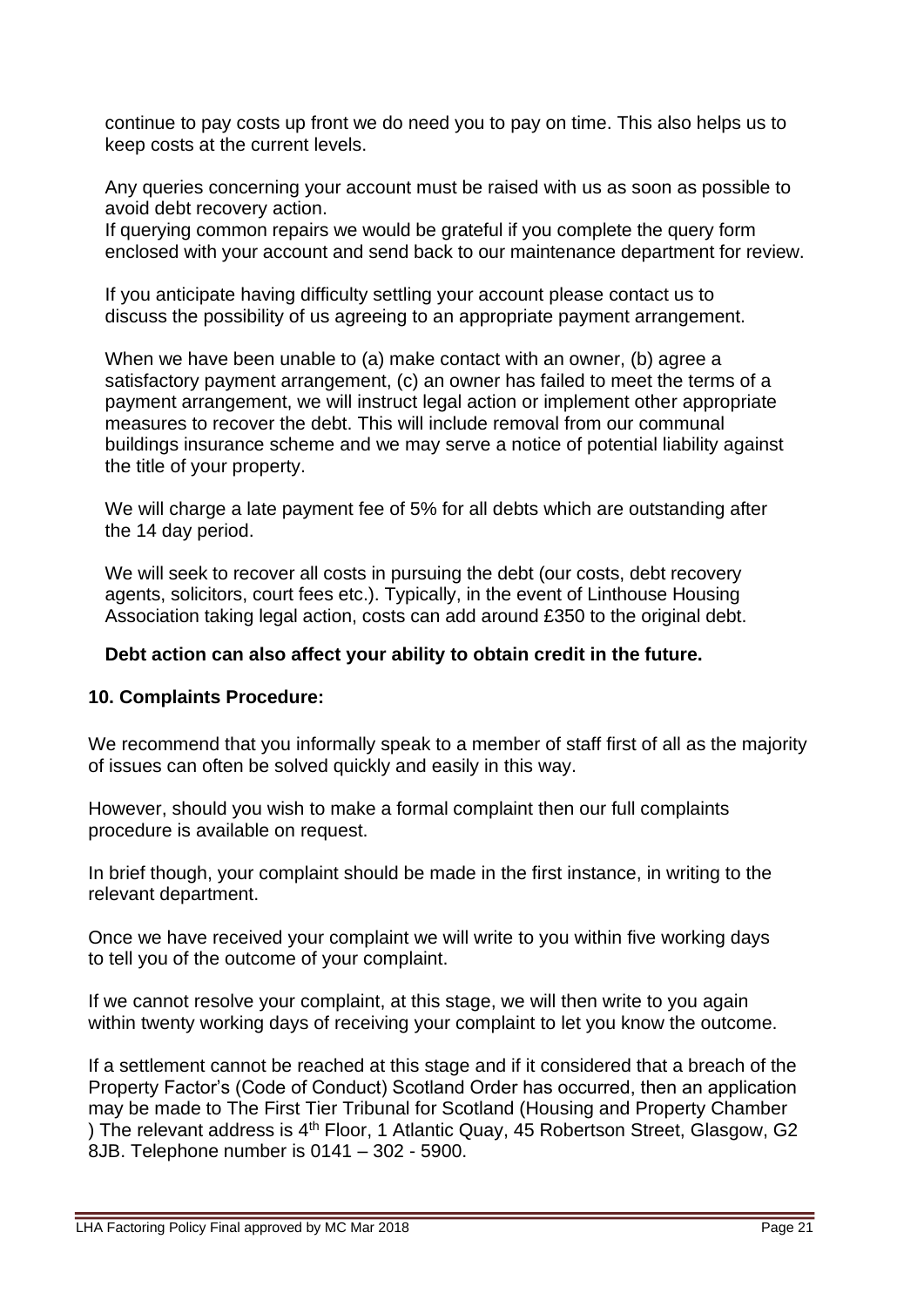continue to pay costs up front we do need you to pay on time. This also helps us to keep costs at the current levels.

Any queries concerning your account must be raised with us as soon as possible to avoid debt recovery action.
If querying common repairs we would be grateful if you complete the query form enclosed with your account and send back to our maintenance department for review.

If you anticipate having difficulty settling your account please contact us to discuss the possibility of us agreeing to an appropriate payment arrangement.

When we have been unable to (a) make contact with an owner, (b) agree a satisfactory payment arrangement, (c) an owner has failed to meet the terms of a payment arrangement, we will instruct legal action or implement other appropriate measures to recover the debt. This will include removal from our communal buildings insurance scheme and we may serve a notice of potential liability against the title of your property.

We will charge a late payment fee of 5% for all debts which are outstanding after the 14 day period.

We will seek to recover all costs in pursuing the debt (our costs, debt recovery agents, solicitors, court fees etc.). Typically, in the event of Linthouse Housing Association taking legal action, costs can add around £350 to the original debt.

**Debt action can also affect your ability to obtain credit in the future.**

## 10. Complaints Procedure:

We recommend that you informally speak to a member of staff first of all as the majority of issues can often be solved quickly and easily in this way.

However, should you wish to make a formal complaint then our full complaints procedure is available on request.

In brief though, your complaint should be made in the first instance, in writing to the relevant department.

Once we have received your complaint we will write to you within five working days to tell you of the outcome of your complaint.

If we cannot resolve your complaint, at this stage, we will then write to you again within twenty working days of receiving your complaint to let you know the outcome.

If a settlement cannot be reached at this stage and if it considered that a breach of the Property Factor's (Code of Conduct) Scotland Order has occurred, then an application may be made to The First Tier Tribunal for Scotland (Housing and Property Chamber ) The relevant address is 4th Floor, 1 Atlantic Quay, 45 Robertson Street, Glasgow, G2 8JB. Telephone number is 0141 – 302 - 5900.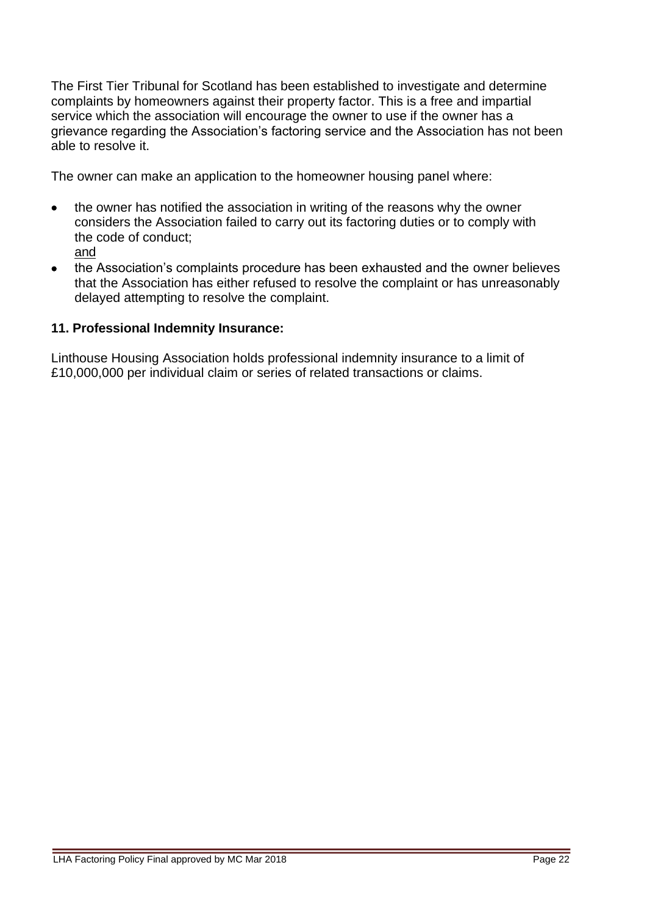The First Tier Tribunal for Scotland has been established to investigate and determine complaints by homeowners against their property factor. This is a free and impartial service which the association will encourage the owner to use if the owner has a grievance regarding the Association's factoring service and the Association has not been able to resolve it.

The owner can make an application to the homeowner housing panel where:

- the owner has notified the association in writing of the reasons why the owner considers the Association failed to carry out its factoring duties or to comply with the code of conduct;
  <u>and</u>
- the Association's complaints procedure has been exhausted and the owner believes that the Association has either refused to resolve the complaint or has unreasonably delayed attempting to resolve the complaint.

### 11. Professional Indemnity Insurance:

Linthouse Housing Association holds professional indemnity insurance to a limit of £10,000,000 per individual claim or series of related transactions or claims.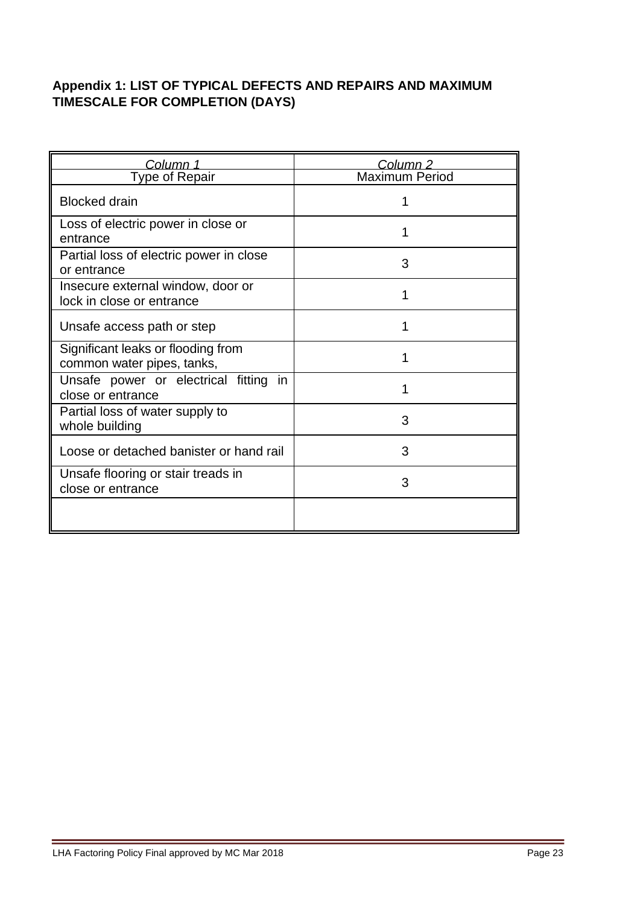**Appendix 1: LIST OF TYPICAL DEFECTS AND REPAIRS AND MAXIMUM TIMESCALE FOR COMPLETION (DAYS)**

| *Column 1*<br>Type of Repair | *Column 2*<br>Maximum Period |
|---|---|
| Blocked drain | 1 |
| Loss of electric power in close or entrance | 1 |
| Partial loss of electric power in close or entrance | 3 |
| Insecure external window, door or lock in close or entrance | 1 |
| Unsafe access path or step | 1 |
| Significant leaks or flooding from common water pipes, tanks, | 1 |
| Unsafe power or electrical fitting in close or entrance | 1 |
| Partial loss of water supply to whole building | 3 |
| Loose or detached banister or hand rail | 3 |
| Unsafe flooring or stair treads in close or entrance | 3 |
| | |